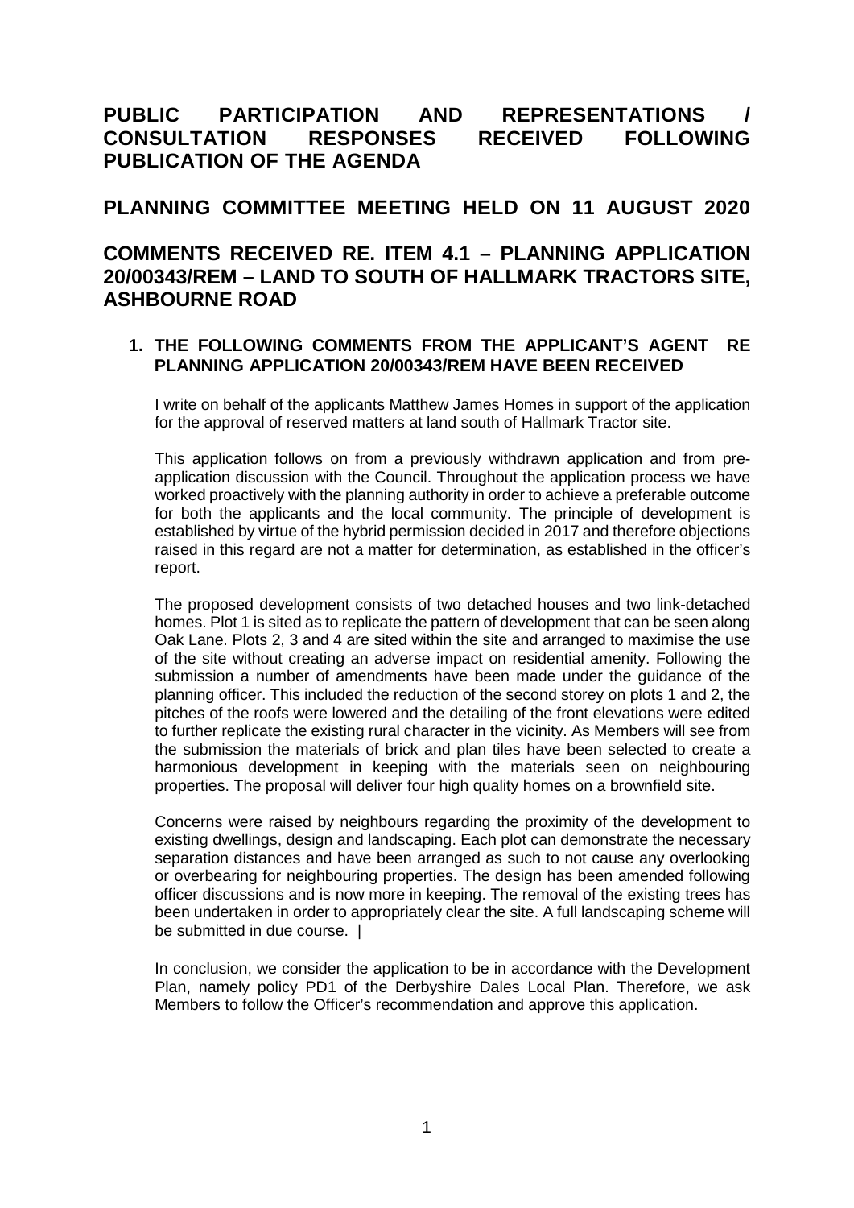# PUBLIC PARTICIPATION AND REPRESENTATIONS / CONSULTATION RESPONSES RECEIVED FOLLOWING PUBLICATION OF THE AGENDA

## PLANNING COMMITTEE MEETING HELD ON 11 AUGUST 2020

## COMMENTS RECEIVED RE. ITEM 4.1 – PLANNING APPLICATION 20/00343/REM – LAND TO SOUTH OF HALLMARK TRACTORS SITE, ASHBOURNE ROAD

### 1. THE FOLLOWING COMMENTS FROM THE APPLICANT'S AGENT RE PLANNING APPLICATION 20/00343/REM HAVE BEEN RECEIVED

I write on behalf of the applicants Matthew James Homes in support of the application for the approval of reserved matters at land south of Hallmark Tractor site.

This application follows on from a previously withdrawn application and from pre-application discussion with the Council. Throughout the application process we have worked proactively with the planning authority in order to achieve a preferable outcome for both the applicants and the local community. The principle of development is established by virtue of the hybrid permission decided in 2017 and therefore objections raised in this regard are not a matter for determination, as established in the officer's report.

The proposed development consists of two detached houses and two link-detached homes. Plot 1 is sited as to replicate the pattern of development that can be seen along Oak Lane. Plots 2, 3 and 4 are sited within the site and arranged to maximise the use of the site without creating an adverse impact on residential amenity. Following the submission a number of amendments have been made under the guidance of the planning officer. This included the reduction of the second storey on plots 1 and 2, the pitches of the roofs were lowered and the detailing of the front elevations were edited to further replicate the existing rural character in the vicinity. As Members will see from the submission the materials of brick and plan tiles have been selected to create a harmonious development in keeping with the materials seen on neighbouring properties. The proposal will deliver four high quality homes on a brownfield site.

Concerns were raised by neighbours regarding the proximity of the development to existing dwellings, design and landscaping. Each plot can demonstrate the necessary separation distances and have been arranged as such to not cause any overlooking or overbearing for neighbouring properties. The design has been amended following officer discussions and is now more in keeping. The removal of the existing trees has been undertaken in order to appropriately clear the site. A full landscaping scheme will be submitted in due course. |

In conclusion, we consider the application to be in accordance with the Development Plan, namely policy PD1 of the Derbyshire Dales Local Plan. Therefore, we ask Members to follow the Officer's recommendation and approve this application.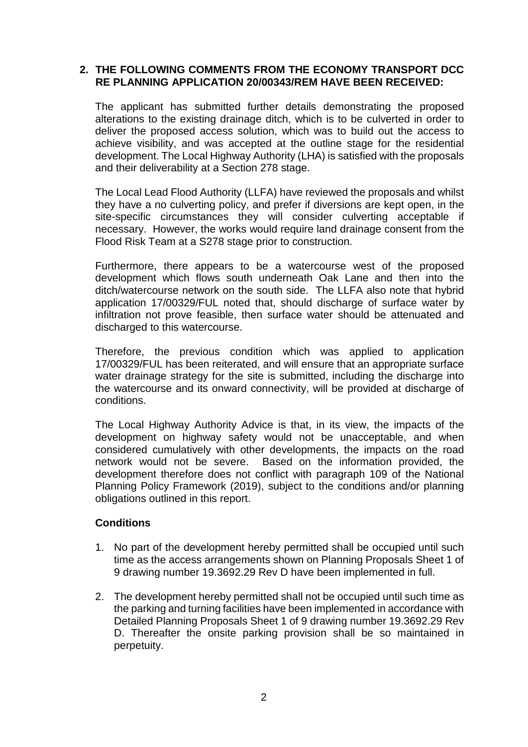## 2. THE FOLLOWING COMMENTS FROM THE ECONOMY TRANSPORT DCC RE PLANNING APPLICATION 20/00343/REM HAVE BEEN RECEIVED:

The applicant has submitted further details demonstrating the proposed alterations to the existing drainage ditch, which is to be culverted in order to deliver the proposed access solution, which was to build out the access to achieve visibility, and was accepted at the outline stage for the residential development. The Local Highway Authority (LHA) is satisfied with the proposals and their deliverability at a Section 278 stage.

The Local Lead Flood Authority (LLFA) have reviewed the proposals and whilst they have a no culverting policy, and prefer if diversions are kept open, in the site-specific circumstances they will consider culverting acceptable if necessary. However, the works would require land drainage consent from the Flood Risk Team at a S278 stage prior to construction.

Furthermore, there appears to be a watercourse west of the proposed development which flows south underneath Oak Lane and then into the ditch/watercourse network on the south side. The LLFA also note that hybrid application 17/00329/FUL noted that, should discharge of surface water by infiltration not prove feasible, then surface water should be attenuated and discharged to this watercourse.

Therefore, the previous condition which was applied to application 17/00329/FUL has been reiterated, and will ensure that an appropriate surface water drainage strategy for the site is submitted, including the discharge into the watercourse and its onward connectivity, will be provided at discharge of conditions.

The Local Highway Authority Advice is that, in its view, the impacts of the development on highway safety would not be unacceptable, and when considered cumulatively with other developments, the impacts on the road network would not be severe. Based on the information provided, the development therefore does not conflict with paragraph 109 of the National Planning Policy Framework (2019), subject to the conditions and/or planning obligations outlined in this report.

**Conditions**

1. No part of the development hereby permitted shall be occupied until such time as the access arrangements shown on Planning Proposals Sheet 1 of 9 drawing number 19.3692.29 Rev D have been implemented in full.
2. The development hereby permitted shall not be occupied until such time as the parking and turning facilities have been implemented in accordance with Detailed Planning Proposals Sheet 1 of 9 drawing number 19.3692.29 Rev D. Thereafter the onsite parking provision shall be so maintained in perpetuity.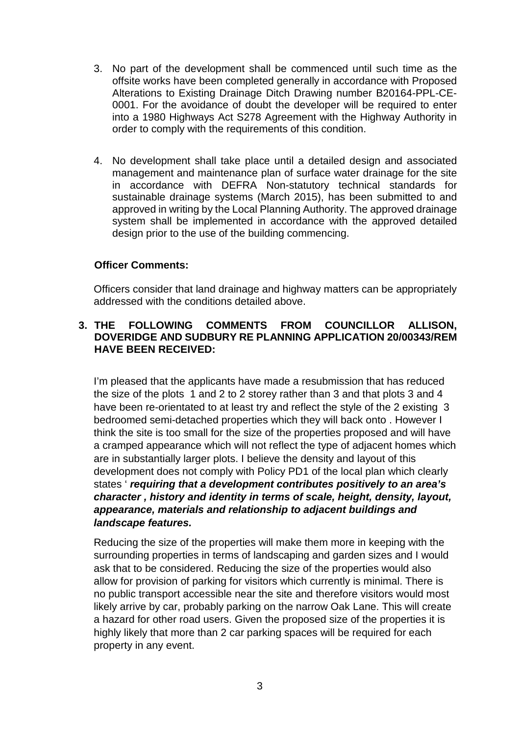3. No part of the development shall be commenced until such time as the offsite works have been completed generally in accordance with Proposed Alterations to Existing Drainage Ditch Drawing number B20164-PPL-CE-0001. For the avoidance of doubt the developer will be required to enter into a 1980 Highways Act S278 Agreement with the Highway Authority in order to comply with the requirements of this condition.

4. No development shall take place until a detailed design and associated management and maintenance plan of surface water drainage for the site in accordance with DEFRA Non-statutory technical standards for sustainable drainage systems (March 2015), has been submitted to and approved in writing by the Local Planning Authority. The approved drainage system shall be implemented in accordance with the approved detailed design prior to the use of the building commencing.

**Officer Comments:**

Officers consider that land drainage and highway matters can be appropriately addressed with the conditions detailed above.

**3. THE FOLLOWING COMMENTS FROM COUNCILLOR ALLISON, DOVERIDGE AND SUDBURY RE PLANNING APPLICATION 20/00343/REM HAVE BEEN RECEIVED:**

I'm pleased that the applicants have made a resubmission that has reduced the size of the plots 1 and 2 to 2 storey rather than 3 and that plots 3 and 4 have been re-orientated to at least try and reflect the style of the 2 existing 3 bedroomed semi-detached properties which they will back onto . However I think the site is too small for the size of the properties proposed and will have a cramped appearance which will not reflect the type of adjacent homes which are in substantially larger plots. I believe the density and layout of this development does not comply with Policy PD1 of the local plan which clearly states ' ***requiring that a development contributes positively to an area's character , history and identity in terms of scale, height, density, layout, appearance, materials and relationship to adjacent buildings and landscape features.***

Reducing the size of the properties will make them more in keeping with the surrounding properties in terms of landscaping and garden sizes and I would ask that to be considered. Reducing the size of the properties would also allow for provision of parking for visitors which currently is minimal. There is no public transport accessible near the site and therefore visitors would most likely arrive by car, probably parking on the narrow Oak Lane. This will create a hazard for other road users. Given the proposed size of the properties it is highly likely that more than 2 car parking spaces will be required for each property in any event.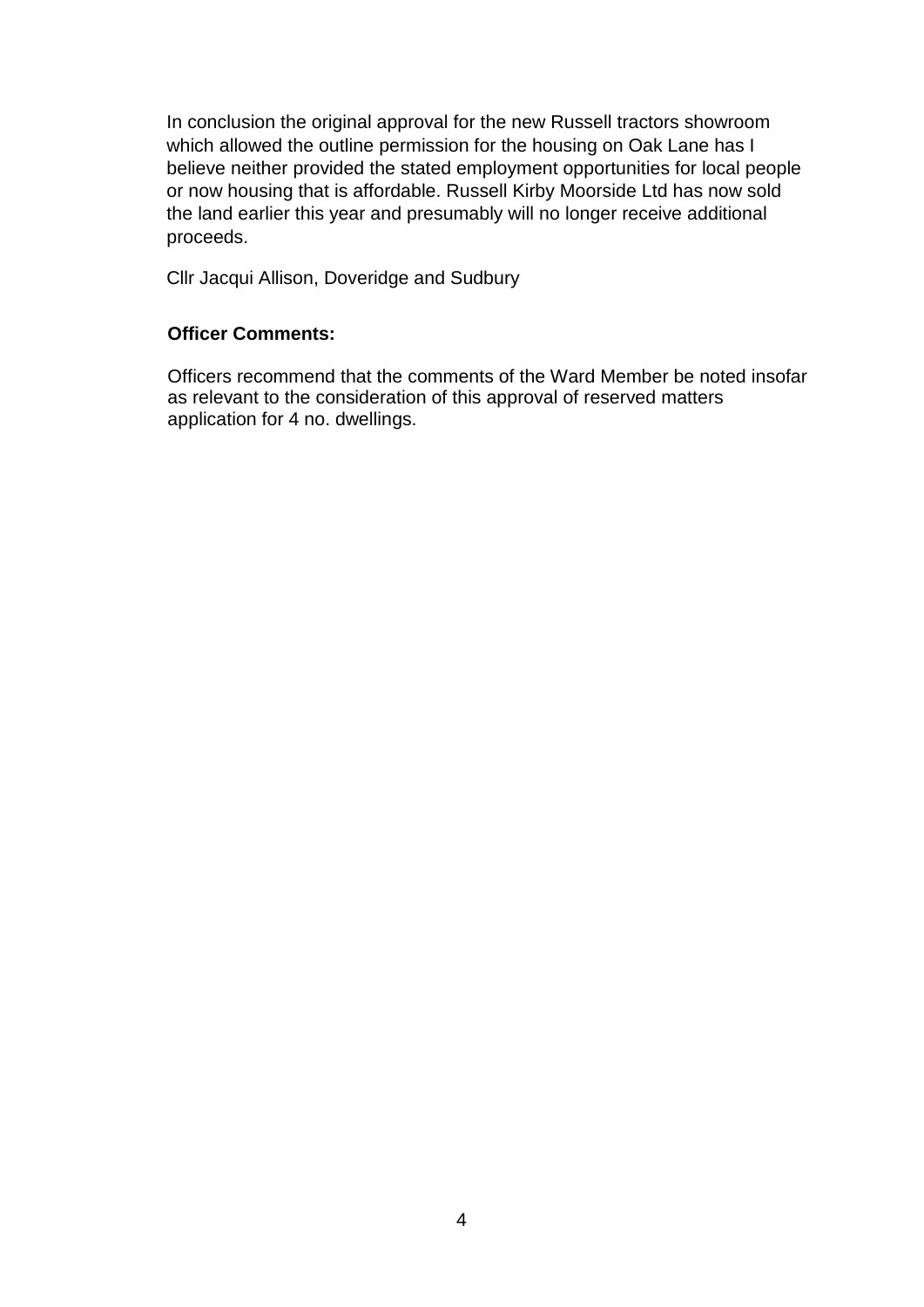In conclusion the original approval for the new Russell tractors showroom which allowed the outline permission for the housing on Oak Lane has I believe neither provided the stated employment opportunities for local people or now housing that is affordable. Russell Kirby Moorside Ltd has now sold the land earlier this year and presumably will no longer receive additional proceeds.

Cllr Jacqui Allison, Doveridge and Sudbury

**Officer Comments:**

Officers recommend that the comments of the Ward Member be noted insofar as relevant to the consideration of this approval of reserved matters application for 4 no. dwellings.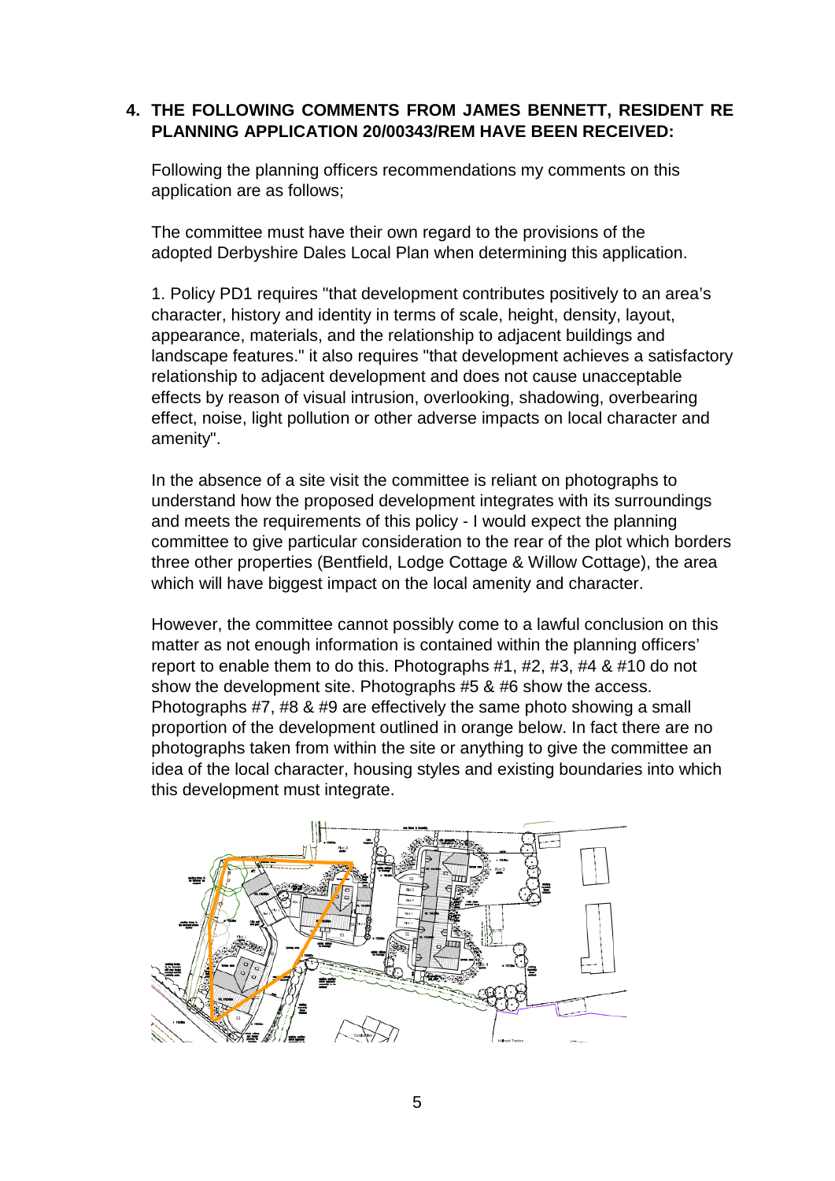## 4. THE FOLLOWING COMMENTS FROM JAMES BENNETT, RESIDENT RE PLANNING APPLICATION 20/00343/REM HAVE BEEN RECEIVED:

Following the planning officers recommendations my comments on this application are as follows;

The committee must have their own regard to the provisions of the adopted Derbyshire Dales Local Plan when determining this application.

1. Policy PD1 requires "that development contributes positively to an area's character, history and identity in terms of scale, height, density, layout, appearance, materials, and the relationship to adjacent buildings and landscape features." it also requires "that development achieves a satisfactory relationship to adjacent development and does not cause unacceptable effects by reason of visual intrusion, overlooking, shadowing, overbearing effect, noise, light pollution or other adverse impacts on local character and amenity".

In the absence of a site visit the committee is reliant on photographs to understand how the proposed development integrates with its surroundings and meets the requirements of this policy - I would expect the planning committee to give particular consideration to the rear of the plot which borders three other properties (Bentfield, Lodge Cottage & Willow Cottage), the area which will have biggest impact on the local amenity and character.

However, the committee cannot possibly come to a lawful conclusion on this matter as not enough information is contained within the planning officers' report to enable them to do this. Photographs #1, #2, #3, #4 & #10 do not show the development site. Photographs #5 & #6 show the access. Photographs #7, #8 & #9 are effectively the same photo showing a small proportion of the development outlined in orange below. In fact there are no photographs taken from within the site or anything to give the committee an idea of the local character, housing styles and existing boundaries into which this development must integrate.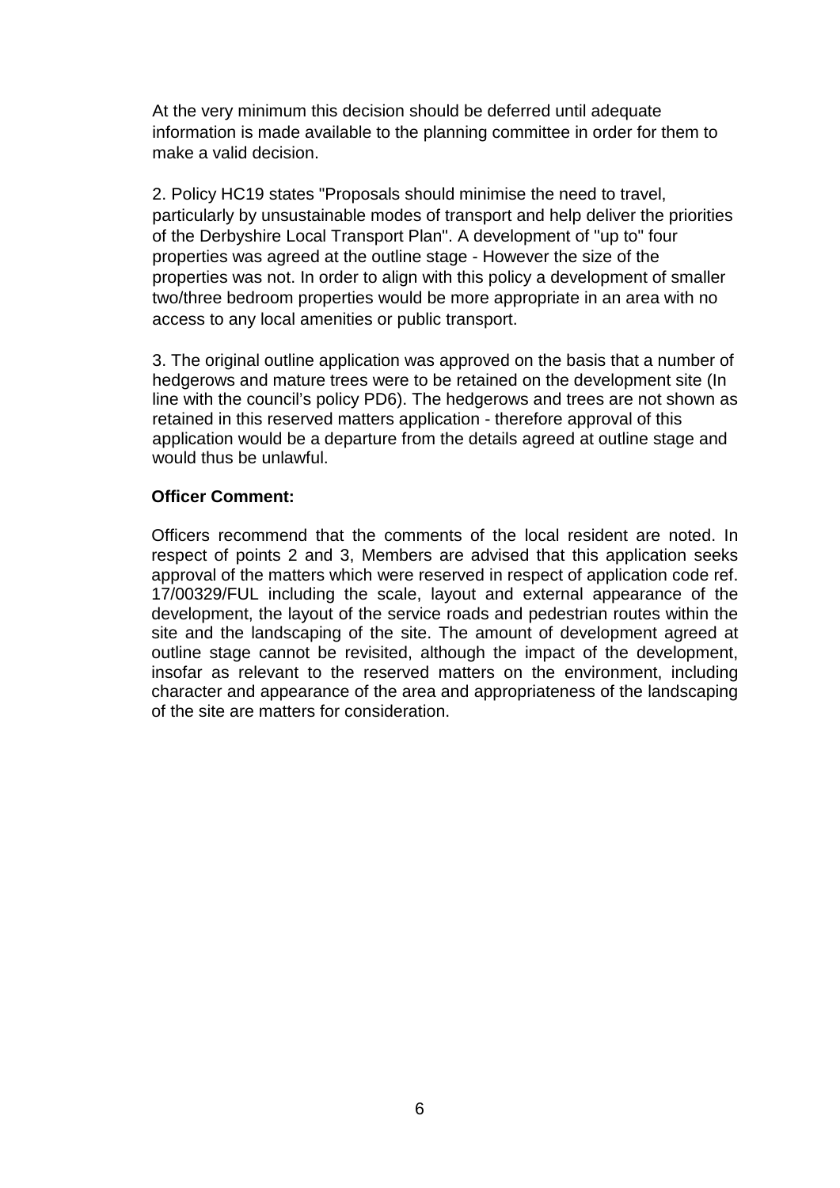At the very minimum this decision should be deferred until adequate information is made available to the planning committee in order for them to make a valid decision.

2. Policy HC19 states "Proposals should minimise the need to travel, particularly by unsustainable modes of transport and help deliver the priorities of the Derbyshire Local Transport Plan". A development of "up to" four properties was agreed at the outline stage - However the size of the properties was not. In order to align with this policy a development of smaller two/three bedroom properties would be more appropriate in an area with no access to any local amenities or public transport.

3. The original outline application was approved on the basis that a number of hedgerows and mature trees were to be retained on the development site (In line with the council's policy PD6). The hedgerows and trees are not shown as retained in this reserved matters application - therefore approval of this application would be a departure from the details agreed at outline stage and would thus be unlawful.

**Officer Comment:**

Officers recommend that the comments of the local resident are noted. In respect of points 2 and 3, Members are advised that this application seeks approval of the matters which were reserved in respect of application code ref. 17/00329/FUL including the scale, layout and external appearance of the development, the layout of the service roads and pedestrian routes within the site and the landscaping of the site. The amount of development agreed at outline stage cannot be revisited, although the impact of the development, insofar as relevant to the reserved matters on the environment, including character and appearance of the area and appropriateness of the landscaping of the site are matters for consideration.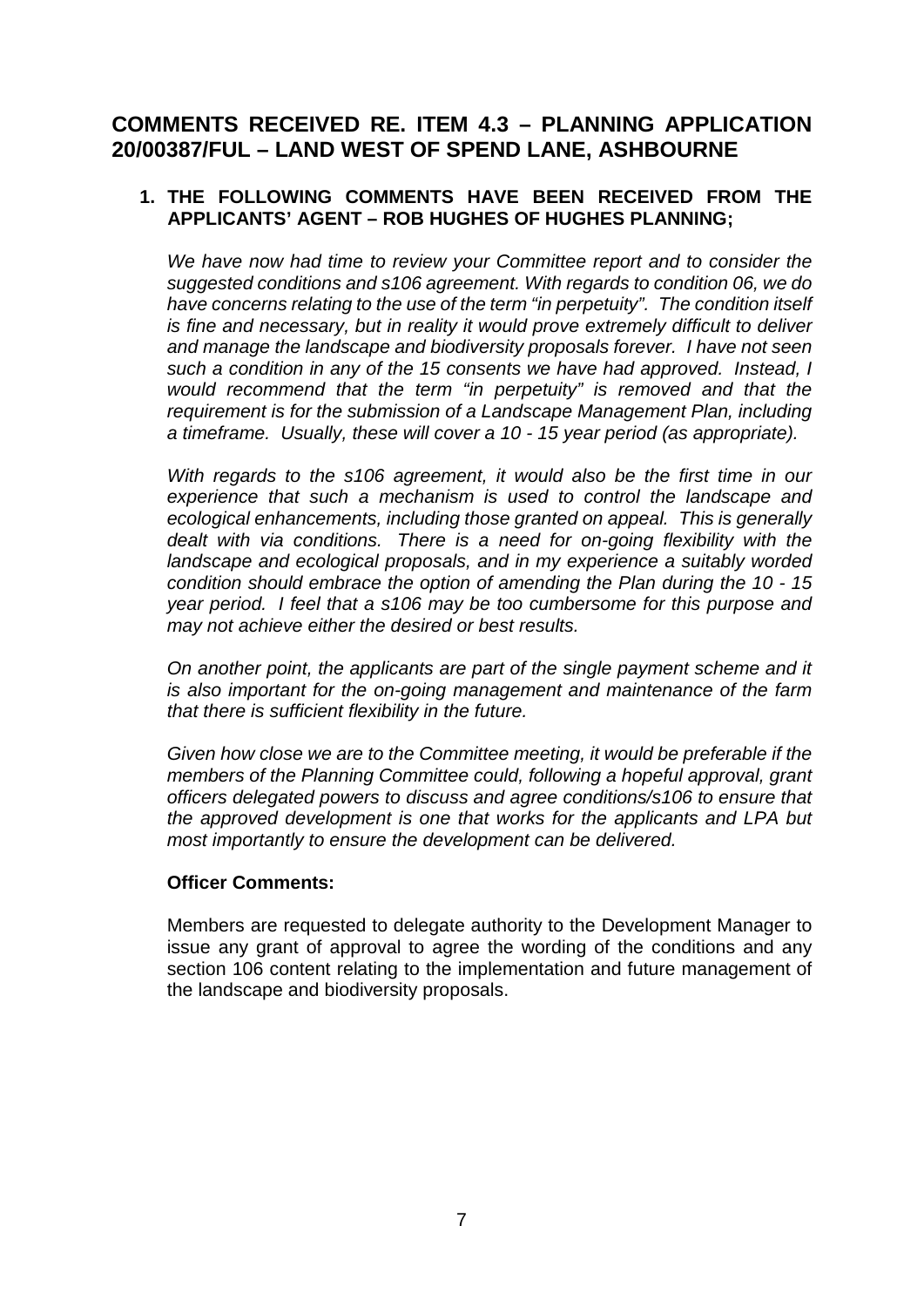## COMMENTS RECEIVED RE. ITEM 4.3 – PLANNING APPLICATION 20/00387/FUL – LAND WEST OF SPEND LANE, ASHBOURNE

**1. THE FOLLOWING COMMENTS HAVE BEEN RECEIVED FROM THE APPLICANTS' AGENT – ROB HUGHES OF HUGHES PLANNING;**

*We have now had time to review your Committee report and to consider the suggested conditions and s106 agreement. With regards to condition 06, we do have concerns relating to the use of the term "in perpetuity". The condition itself is fine and necessary, but in reality it would prove extremely difficult to deliver and manage the landscape and biodiversity proposals forever. I have not seen such a condition in any of the 15 consents we have had approved. Instead, I would recommend that the term "in perpetuity" is removed and that the requirement is for the submission of a Landscape Management Plan, including a timeframe. Usually, these will cover a 10 - 15 year period (as appropriate).*

*With regards to the s106 agreement, it would also be the first time in our experience that such a mechanism is used to control the landscape and ecological enhancements, including those granted on appeal. This is generally dealt with via conditions. There is a need for on-going flexibility with the landscape and ecological proposals, and in my experience a suitably worded condition should embrace the option of amending the Plan during the 10 - 15 year period. I feel that a s106 may be too cumbersome for this purpose and may not achieve either the desired or best results.*

*On another point, the applicants are part of the single payment scheme and it is also important for the on-going management and maintenance of the farm that there is sufficient flexibility in the future.*

*Given how close we are to the Committee meeting, it would be preferable if the members of the Planning Committee could, following a hopeful approval, grant officers delegated powers to discuss and agree conditions/s106 to ensure that the approved development is one that works for the applicants and LPA but most importantly to ensure the development can be delivered.*

**Officer Comments:**

Members are requested to delegate authority to the Development Manager to issue any grant of approval to agree the wording of the conditions and any section 106 content relating to the implementation and future management of the landscape and biodiversity proposals.